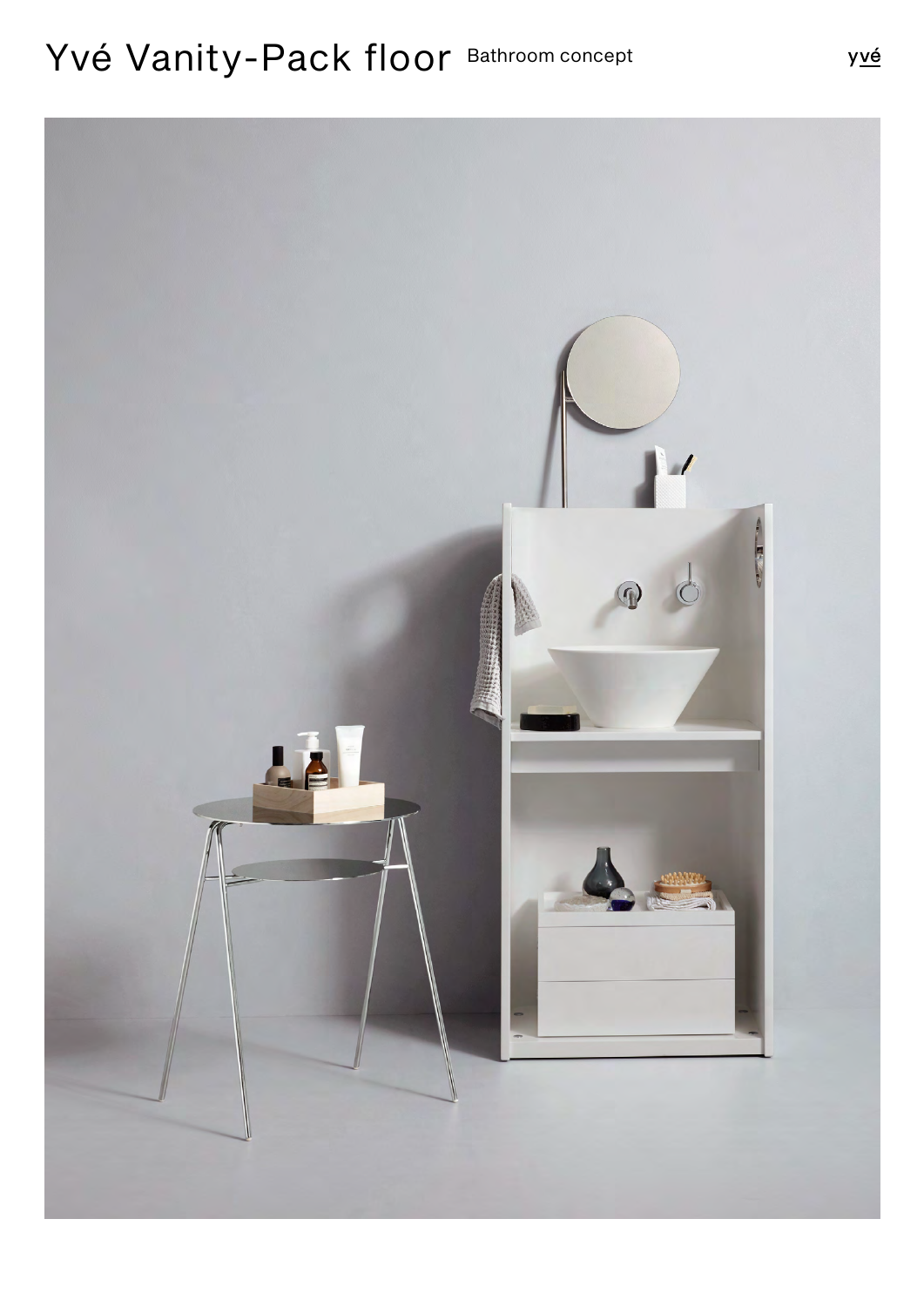# Yvé Vanity-Pack floor Bathroom concept

yvé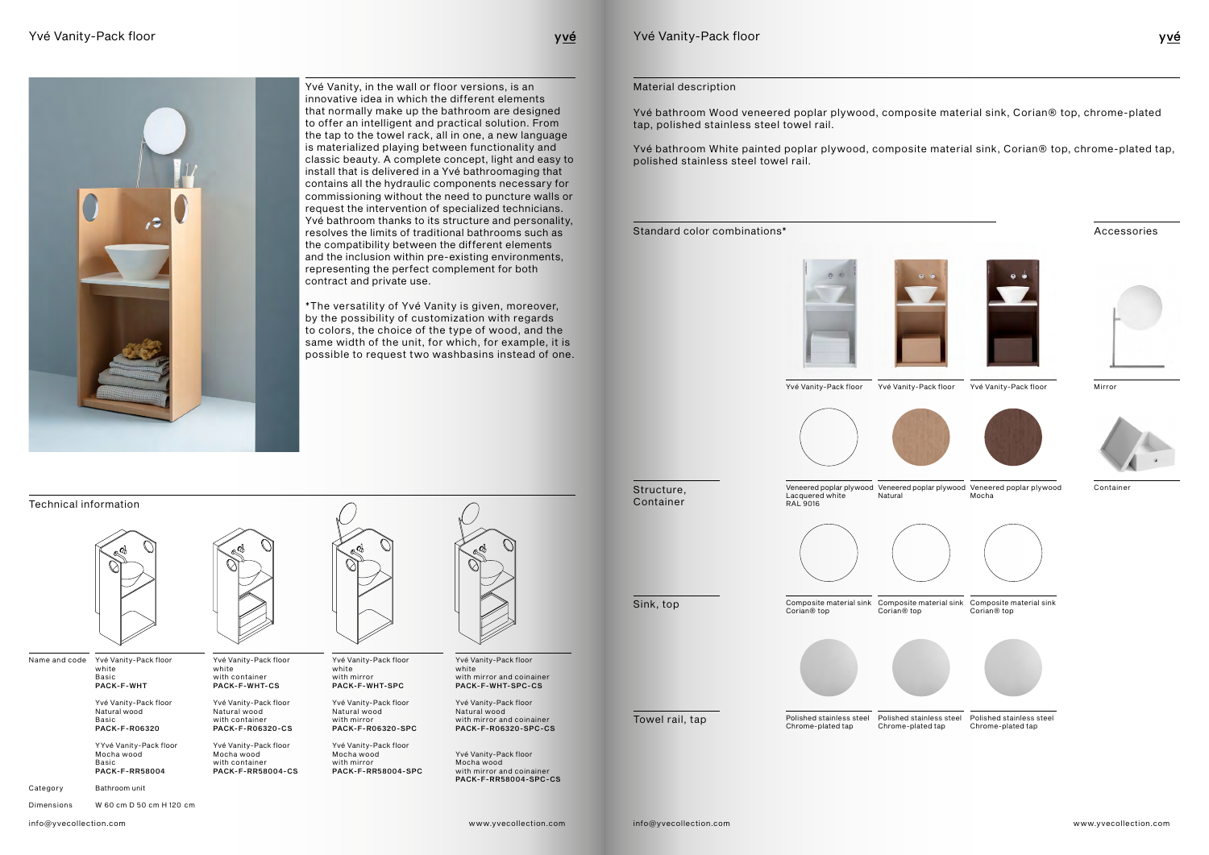# Yvé Vanity-Pack floor

Yvé Vanity, in the wall or floor versions, is an innovative idea in which the different elements that normally make up the bathroom are designed to offer an intelligent and practical solution. From the tap to the towel rack, all in one, a new language is materialized playing between functionality and classic beauty. A complete concept, light and easy to install that is delivered in a Yvé bathroomaging that contains all the hydraulic components necessary for commissioning without the need to puncture walls or request the intervention of specialized technicians. Yvé bathroom thanks to its structure and personality, resolves the limits of traditional bathrooms such as the compatibility between the different elements and the inclusion within pre-existing environments, representing the perfect complement for both contract and private use.

*The versatility of Yvé Vanity is given, moreover, by the possibility of customization with regards to colors, the choice of the type of wood, and the same width of the unit, for which, for example, it is possible to request two washbasins instead of one.

## Technical information

| | | | | |
|---|---|---|---|---|
| Name and code | Yvé Vanity-Pack floor<br>white<br>Basic<br>**PACK-F-WHT** | Yvé Vanity-Pack floor<br>white<br>with container<br>**PACK-F-WHT-CS** | Yvé Vanity-Pack floor<br>white<br>with mirror<br>**PACK-F-WHT-SPC** | Yvé Vanity-Pack floor<br>white<br>with mirror and coinainer<br>**PACK-F-WHT-SPC-CS** |
| | Yvé Vanity-Pack floor<br>Natural wood<br>Basic<br>**PACK-F-R06320** | Yvé Vanity-Pack floor<br>Natural wood<br>with container<br>**PACK-F-R06320-CS** | Yvé Vanity-Pack floor<br>Natural wood<br>with mirror<br>**PACK-F-R06320-SPC** | Yvé Vanity-Pack floor<br>Natural wood<br>with mirror and coinainer<br>**PACK-F-R06320-SPC-CS** |
| | YYvé Vanity-Pack floor<br>Mocha wood<br>Basic<br>**PACK-F-RR58004** | Yvé Vanity-Pack floor<br>Mocha wood<br>with container<br>**PACK-F-RR58004-CS** | Yvé Vanity-Pack floor<br>Mocha wood<br>with mirror<br>**PACK-F-RR58004-SPC** | Yvé Vanity-Pack floor<br>Mocha wood<br>with mirror and coinainer<br>**PACK-F-RR58004-SPC-CS** |
| Category | Bathroom unit | | | |
| Dimensions | W 60 cm D 50 cm H 120 cm | | | |

info@yvecollection.com

www.yvecollection.com

# Yvé Vanity-Pack floor

## Material description

Yvé bathroom Wood veneered poplar plywood, composite material sink, Corian® top, chrome-plated tap, polished stainless steel towel rail.

Yvé bathroom White painted poplar plywood, composite material sink, Corian® top, chrome-plated tap, polished stainless steel towel rail.

## Standard color combinations*

| | | | |
|---|---|---|---|
| | Yvé Vanity-Pack floor | Yvé Vanity-Pack floor | Yvé Vanity-Pack floor |
| Structure, Container | Veneered poplar plywood<br>Lacquered white<br>RAL 9016 | Veneered poplar plywood<br>Natural | Veneered poplar plywood<br>Mocha |
| Sink, top | Composite material sink<br>Corian® top | Composite material sink<br>Corian® top | Composite material sink<br>Corian® top |
| Towel rail, tap | Polished stainless steel<br>Chrome-plated tap | Polished stainless steel<br>Chrome-plated tap | Polished stainless steel<br>Chrome-plated tap |

## Accessories

Mirror

Container

info@yvecollection.com

www.yvecollection.com